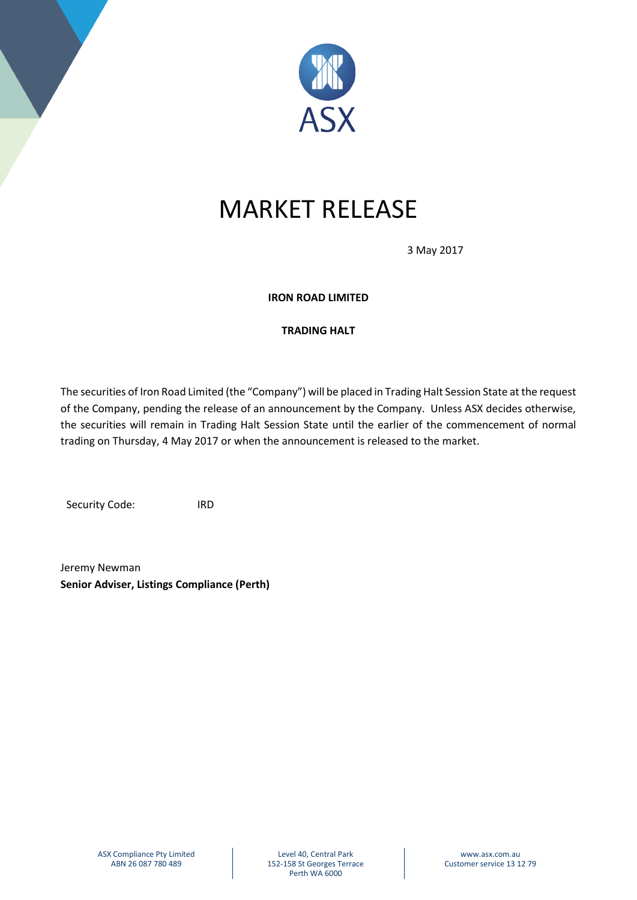# MARKET RELEASE

3 May 2017

**IRON ROAD LIMITED**

**TRADING HALT**

The securities of Iron Road Limited (the "Company") will be placed in Trading Halt Session State at the request of the Company, pending the release of an announcement by the Company. Unless ASX decides otherwise, the securities will remain in Trading Halt Session State until the earlier of the commencement of normal trading on Thursday, 4 May 2017 or when the announcement is released to the market.

Security Code: IRD

Jeremy Newman
**Senior Adviser, Listings Compliance (Perth)**

ASX Compliance Pty Limited
ABN 26 087 780 489

Level 40, Central Park
152-158 St Georges Terrace
Perth WA 6000

www.asx.com.au
Customer service 13 12 79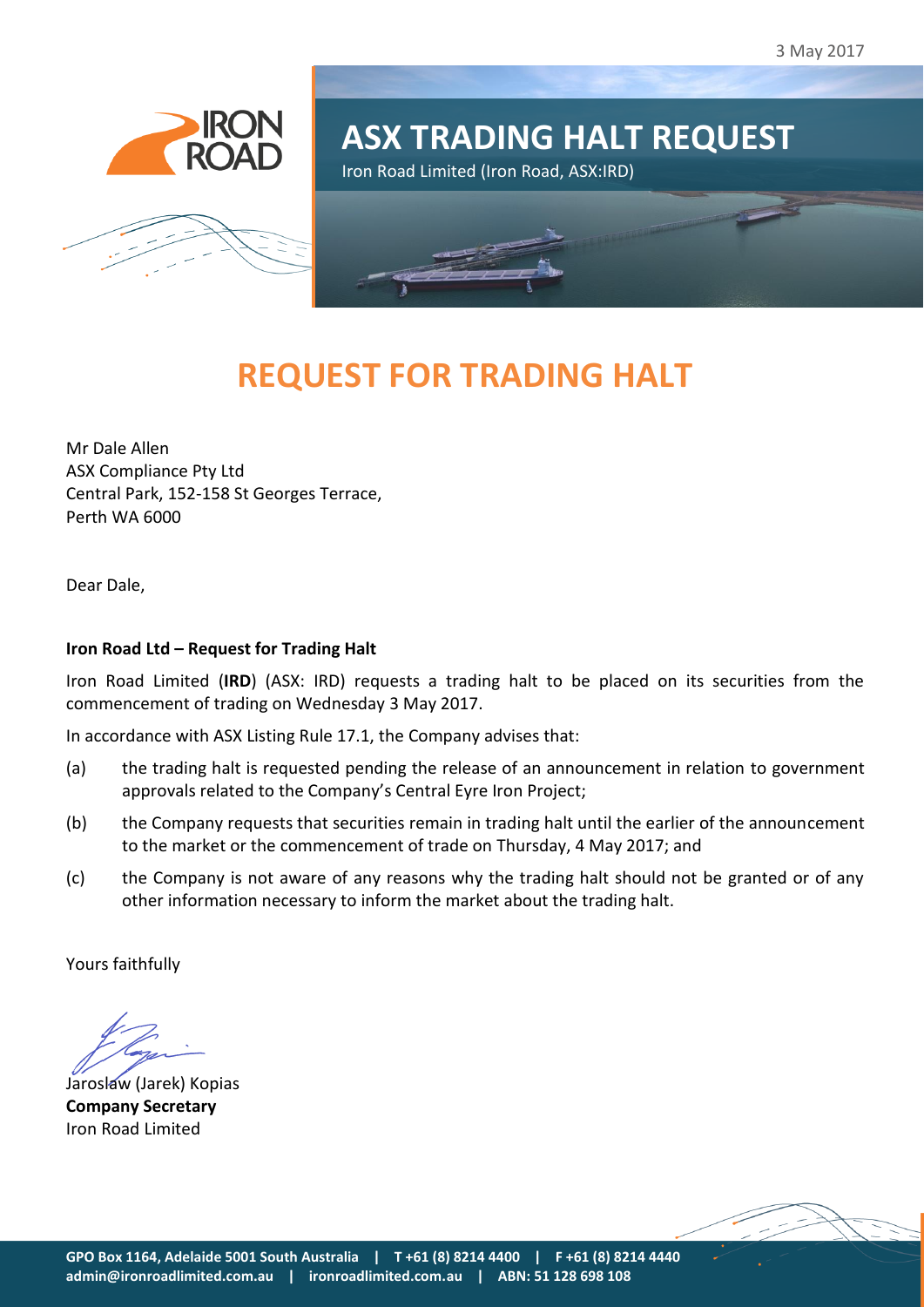3 May 2017

# ASX TRADING HALT REQUEST

Iron Road Limited (Iron Road, ASX:IRD)

## REQUEST FOR TRADING HALT

Mr Dale Allen
ASX Compliance Pty Ltd
Central Park, 152-158 St Georges Terrace,
Perth WA 6000

Dear Dale,

**Iron Road Ltd – Request for Trading Halt**

Iron Road Limited (**IRD**) (ASX: IRD) requests a trading halt to be placed on its securities from the commencement of trading on Wednesday 3 May 2017.

In accordance with ASX Listing Rule 17.1, the Company advises that:

(a) the trading halt is requested pending the release of an announcement in relation to government approvals related to the Company's Central Eyre Iron Project;

(b) the Company requests that securities remain in trading halt until the earlier of the announcement to the market or the commencement of trade on Thursday, 4 May 2017; and

(c) the Company is not aware of any reasons why the trading halt should not be granted or of any other information necessary to inform the market about the trading halt.

Yours faithfully

Jaroslaw (Jarek) Kopias
**Company Secretary**
Iron Road Limited

**GPO Box 1164, Adelaide 5001 South Australia | T +61 (8) 8214 4400 | F +61 (8) 8214 4440**
**admin@ironroadlimited.com.au | ironroadlimited.com.au | ABN: 51 128 698 108**